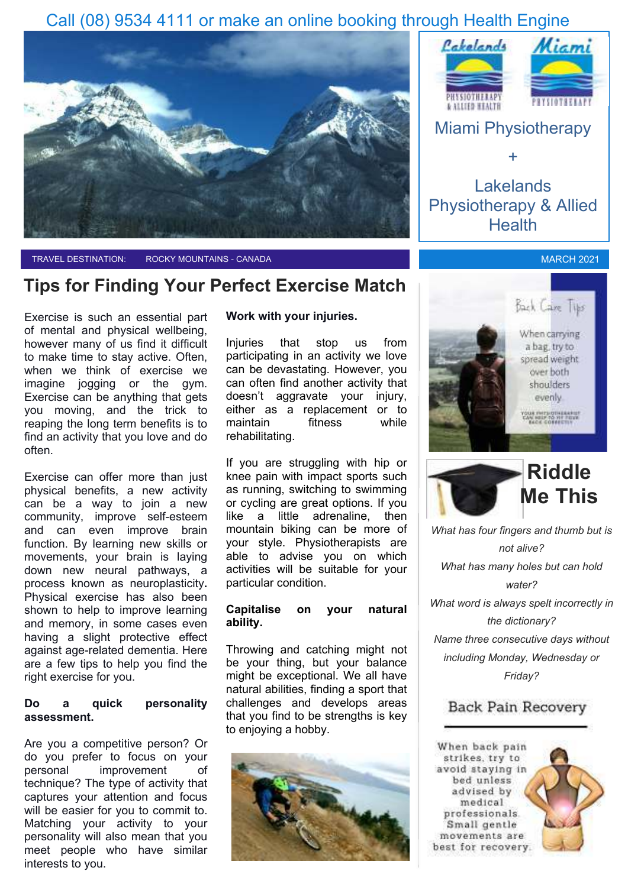Call (08) 9534 4111 or make an online booking through Health Engine

Miami Physiotherapy

+

Lakelands Physiotherapy & Allied Health

TRAVEL DESTINATION: ROCKY MOUNTAINS - CANADA

MARCH 2021

# Tips for Finding Your Perfect Exercise Match

Exercise is such an essential part of mental and physical wellbeing, however many of us find it difficult to make time to stay active. Often, when we think of exercise we imagine jogging or the gym. Exercise can be anything that gets you moving, and the trick to reaping the long term benefits is to find an activity that you love and do often.

Exercise can offer more than just physical benefits, a new activity can be a way to join a new community, improve self-esteem and can even improve brain function. By learning new skills or movements, your brain is laying down new neural pathways, a process known as neuroplasticity. Physical exercise has also been shown to help to improve learning and memory, in some cases even having a slight protective effect against age-related dementia. Here are a few tips to help you find the right exercise for you.

**Do a quick personality assessment.**

Are you a competitive person? Or do you prefer to focus on your personal improvement of technique? The type of activity that captures your attention and focus will be easier for you to commit to. Matching your activity to your personality will also mean that you meet people who have similar interests to you.

**Work with your injuries.**

Injuries that stop us from participating in an activity we love can be devastating. However, you can often find another activity that doesn't aggravate your injury, either as a replacement or to maintain fitness while rehabilitating.

If you are struggling with hip or knee pain with impact sports such as running, switching to swimming or cycling are great options. If you like a little adrenaline, then mountain biking can be more of your style. Physiotherapists are able to advise you on which activities will be suitable for your particular condition.

**Capitalise on your natural ability.**

Throwing and catching might not be your thing, but your balance might be exceptional. We all have natural abilities, finding a sport that challenges and develops areas that you find to be strengths is key to enjoying a hobby.

Back Care Tips

When carrying a bag, try to spread weight over both shoulders evenly

YOUR PHYSIOTHERAPIST CAN HELP TO FIT YOUR BACK CORRECTLY

## Riddle Me This

*What has four fingers and thumb but is not alive?*

*What has many holes but can hold water?*

*What word is always spelt incorrectly in the dictionary?*

*Name three consecutive days without including Monday, Wednesday or Friday?*

## Back Pain Recovery

When back pain strikes, try to avoid staying in bed unless advised by medical professionals. Small gentle movements are best for recovery.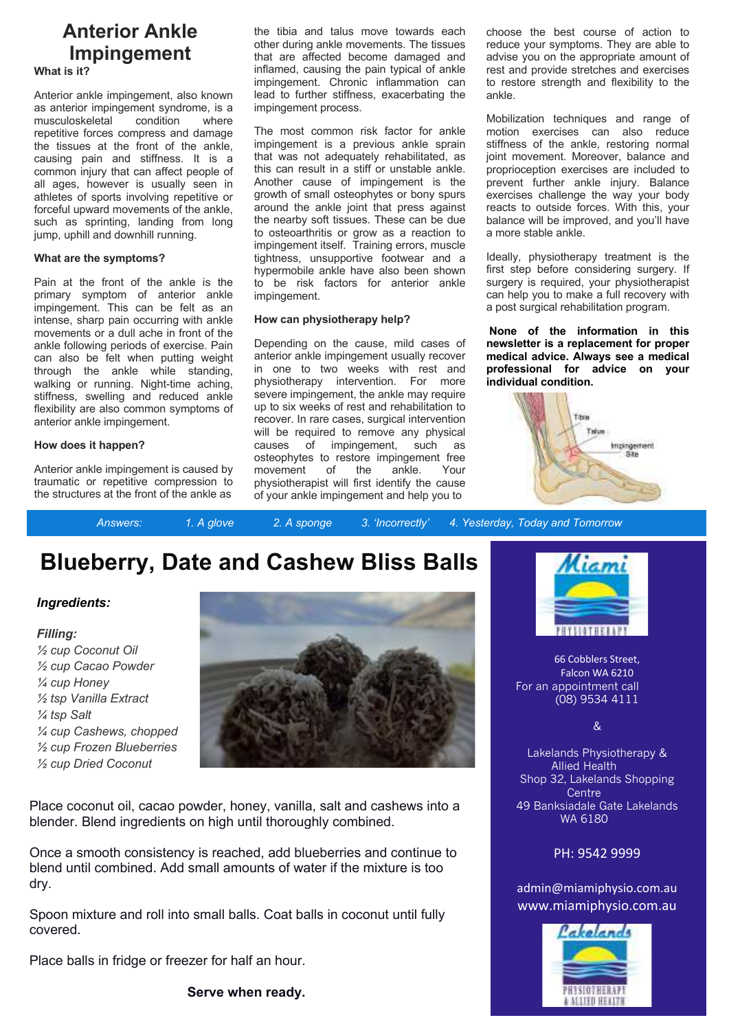# Anterior Ankle Impingement

**What is it?**

Anterior ankle impingement, also known as anterior impingement syndrome, is a musculoskeletal condition where repetitive forces compress and damage the tissues at the front of the ankle, causing pain and stiffness. It is a common injury that can affect people of all ages, however is usually seen in athletes of sports involving repetitive or forceful upward movements of the ankle, such as sprinting, landing from long jump, uphill and downhill running.

**What are the symptoms?**

Pain at the front of the ankle is the primary symptom of anterior ankle impingement. This can be felt as an intense, sharp pain occurring with ankle movements or a dull ache in front of the ankle following periods of exercise. Pain can also be felt when putting weight through the ankle while standing, walking or running. Night-time aching, stiffness, swelling and reduced ankle flexibility are also common symptoms of anterior ankle impingement.

**How does it happen?**

Anterior ankle impingement is caused by traumatic or repetitive compression to the structures at the front of the ankle as the tibia and talus move towards each other during ankle movements. The tissues that are affected become damaged and inflamed, causing the pain typical of ankle impingement. Chronic inflammation can lead to further stiffness, exacerbating the impingement process.

The most common risk factor for ankle impingement is a previous ankle sprain that was not adequately rehabilitated, as this can result in a stiff or unstable ankle. Another cause of impingement is the growth of small osteophytes or bony spurs around the ankle joint that press against the nearby soft tissues. These can be due to osteoarthritis or grow as a reaction to impingement itself. Training errors, muscle tightness, unsupportive footwear and a hypermobile ankle have also been shown to be risk factors for anterior ankle impingement.

**How can physiotherapy help?**

Depending on the cause, mild cases of anterior ankle impingement usually recover in one to two weeks with rest and physiotherapy intervention. For more severe impingement, the ankle may require up to six weeks of rest and rehabilitation to recover. In rare cases, surgical intervention will be required to remove any physical causes of impingement, such as osteophytes to restore impingement free movement of the ankle. Your physiotherapist will first identify the cause of your ankle impingement and help you to choose the best course of action to reduce your symptoms. They are able to advise you on the appropriate amount of rest and provide stretches and exercises to restore strength and flexibility to the ankle.

Mobilization techniques and range of motion exercises can also reduce stiffness of the ankle, restoring normal joint movement. Moreover, balance and proprioception exercises are included to prevent further ankle injury. Balance exercises challenge the way your body reacts to outside forces. With this, your balance will be improved, and you'll have a more stable ankle.

Ideally, physiotherapy treatment is the first step before considering surgery. If surgery is required, your physiotherapist can help you to make a full recovery with a post surgical rehabilitation program.

**None of the information in this newsletter is a replacement for proper medical advice. Always see a medical professional for advice on your individual condition.**

Tibia
Talus
Impingement Site

*Answers: 1. A glove 2. A sponge 3. 'Incorrectly' 4. Yesterday, Today and Tomorrow*

# Blueberry, Date and Cashew Bliss Balls

***Ingredients:***

***Filling:***

*½ cup Coconut Oil*
*½ cup Cacao Powder*
*¼ cup Honey*
*½ tsp Vanilla Extract*
*¼ tsp Salt*
*¼ cup Cashews, chopped*
*½ cup Frozen Blueberries*
*½ cup Dried Coconut*

Place coconut oil, cacao powder, honey, vanilla, salt and cashews into a blender. Blend ingredients on high until thoroughly combined.

Once a smooth consistency is reached, add blueberries and continue to blend until combined. Add small amounts of water if the mixture is too dry.

Spoon mixture and roll into small balls. Coat balls in coconut until fully covered.

Place balls in fridge or freezer for half an hour.

**Serve when ready.**

Miami Physiotherapy

66 Cobblers Street,
Falcon WA 6210
For an appointment call
(08) 9534 4111

&

Lakelands Physiotherapy & Allied Health
Shop 32, Lakelands Shopping Centre
49 Banksiadale Gate Lakelands
WA 6180

PH: 9542 9999

admin@miamiphysio.com.au
www.miamiphysio.com.au

Lakelands Physiotherapy & Allied Health